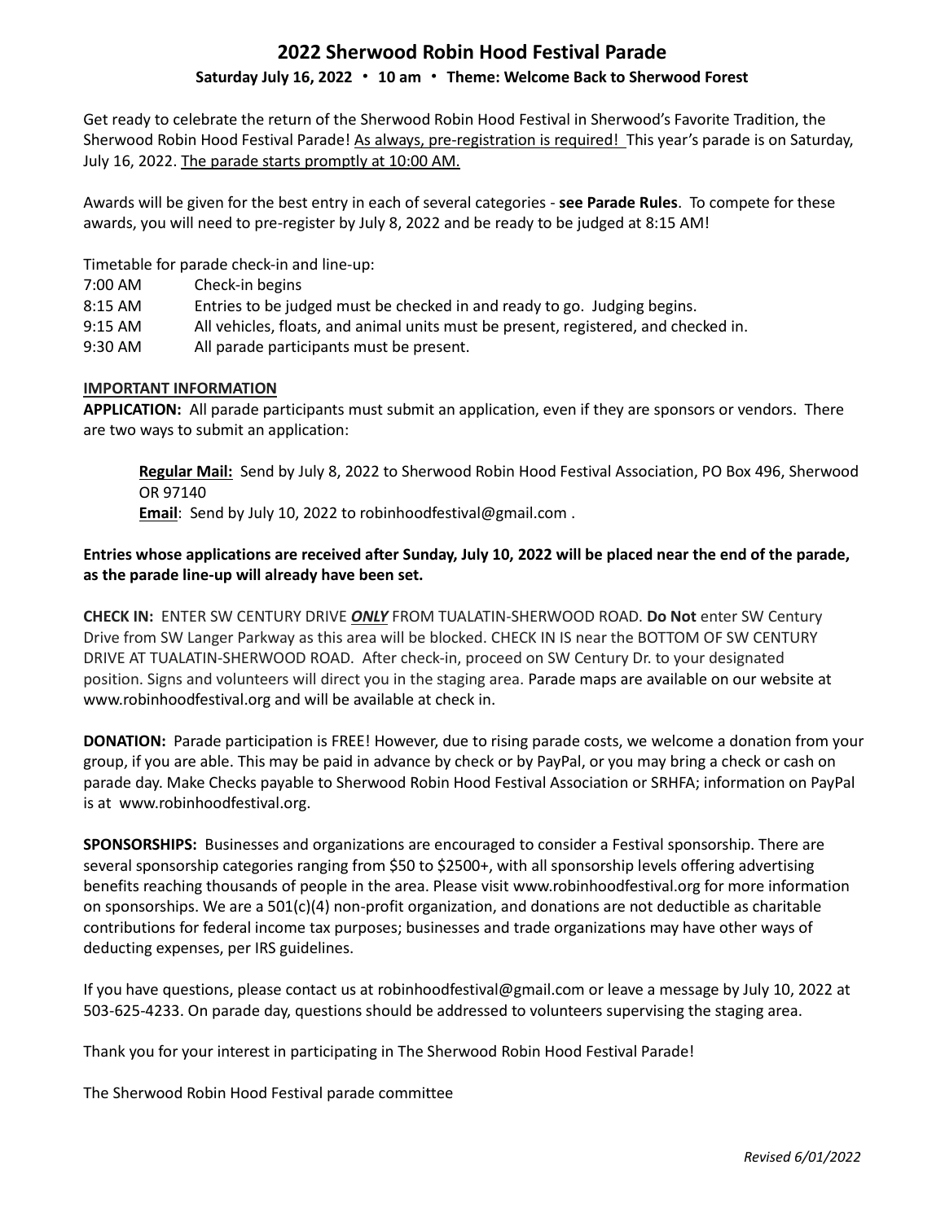# 2022 Sherwood Robin Hood Festival Parade

**Saturday July 16, 2022 • 10 am • Theme: Welcome Back to Sherwood Forest**

Get ready to celebrate the return of the Sherwood Robin Hood Festival in Sherwood's Favorite Tradition, the Sherwood Robin Hood Festival Parade! As always, pre-registration is required! This year's parade is on Saturday, July 16, 2022. The parade starts promptly at 10:00 AM.

Awards will be given for the best entry in each of several categories - **see Parade Rules**. To compete for these awards, you will need to pre-register by July 8, 2022 and be ready to be judged at 8:15 AM!

Timetable for parade check-in and line-up:

| | |
|---|---|
| 7:00 AM | Check-in begins |
| 8:15 AM | Entries to be judged must be checked in and ready to go. Judging begins. |
| 9:15 AM | All vehicles, floats, and animal units must be present, registered, and checked in. |
| 9:30 AM | All parade participants must be present. |

**IMPORTANT INFORMATION**

**APPLICATION:** All parade participants must submit an application, even if they are sponsors or vendors. There are two ways to submit an application:

> **Regular Mail:** Send by July 8, 2022 to Sherwood Robin Hood Festival Association, PO Box 496, Sherwood OR 97140
>
> **Email**: Send by July 10, 2022 to robinhoodfestival@gmail.com .

**Entries whose applications are received after Sunday, July 10, 2022 will be placed near the end of the parade, as the parade line-up will already have been set.**

**CHECK IN:** ENTER SW CENTURY DRIVE ***ONLY*** FROM TUALATIN-SHERWOOD ROAD. **Do Not** enter SW Century Drive from SW Langer Parkway as this area will be blocked. CHECK IN IS near the BOTTOM OF SW CENTURY DRIVE AT TUALATIN-SHERWOOD ROAD. After check-in, proceed on SW Century Dr. to your designated position. Signs and volunteers will direct you in the staging area. Parade maps are available on our website at www.robinhoodfestival.org and will be available at check in.

**DONATION:** Parade participation is FREE! However, due to rising parade costs, we welcome a donation from your group, if you are able. This may be paid in advance by check or by PayPal, or you may bring a check or cash on parade day. Make Checks payable to Sherwood Robin Hood Festival Association or SRHFA; information on PayPal is at www.robinhoodfestival.org.

**SPONSORSHIPS:** Businesses and organizations are encouraged to consider a Festival sponsorship. There are several sponsorship categories ranging from $50 to $2500+, with all sponsorship levels offering advertising benefits reaching thousands of people in the area. Please visit www.robinhoodfestival.org for more information on sponsorships. We are a 501(c)(4) non-profit organization, and donations are not deductible as charitable contributions for federal income tax purposes; businesses and trade organizations may have other ways of deducting expenses, per IRS guidelines.

If you have questions, please contact us at robinhoodfestival@gmail.com or leave a message by July 10, 2022 at 503-625-4233. On parade day, questions should be addressed to volunteers supervising the staging area.

Thank you for your interest in participating in The Sherwood Robin Hood Festival Parade!

The Sherwood Robin Hood Festival parade committee

*Revised 6/01/2022*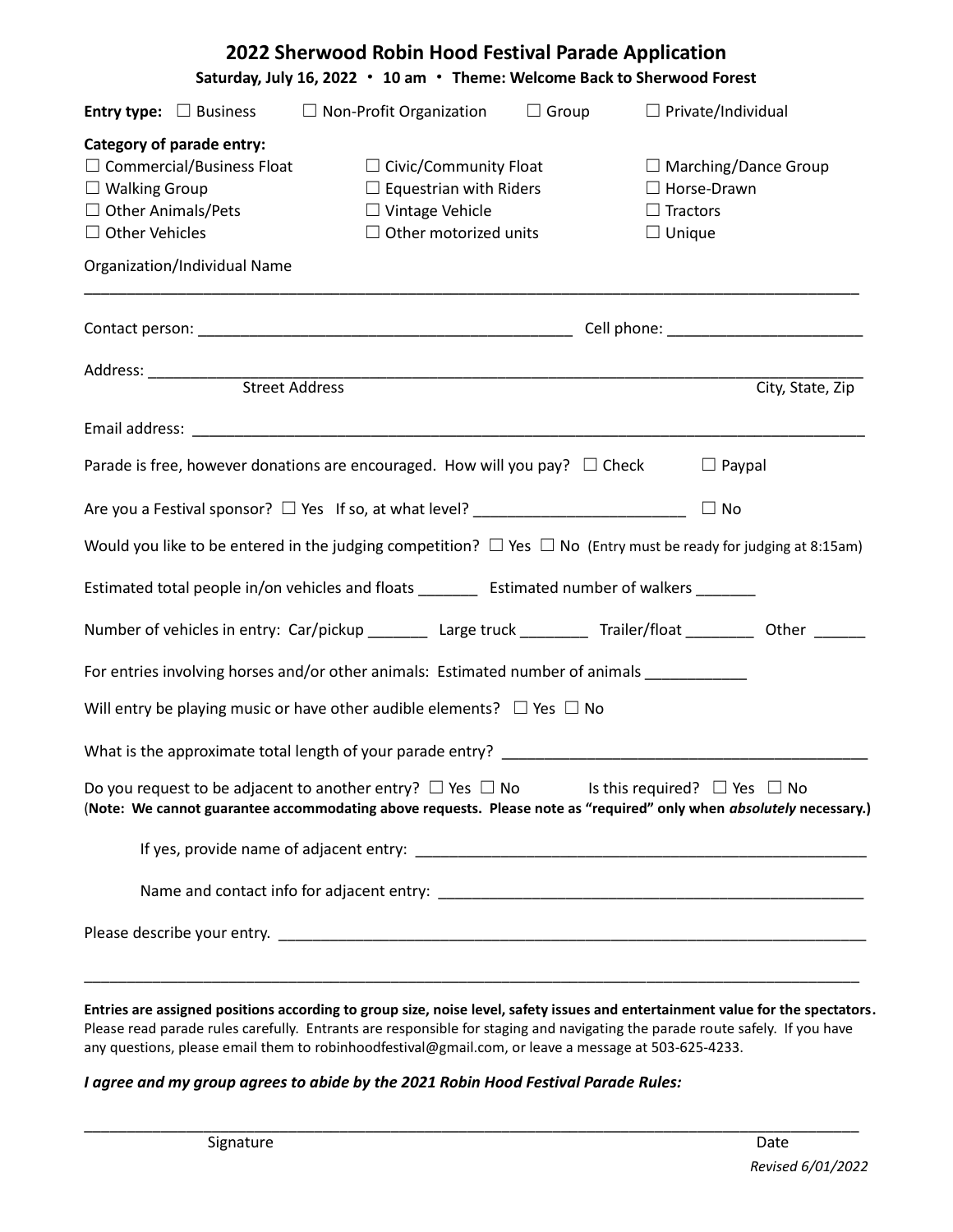# 2022 Sherwood Robin Hood Festival Parade Application

**Saturday, July 16, 2022 • 10 am • Theme: Welcome Back to Sherwood Forest**

**Entry type:** ☐ Business ☐ Non-Profit Organization ☐ Group ☐ Private/Individual

**Category of parade entry:**

☐ Commercial/Business Float ☐ Civic/Community Float ☐ Marching/Dance Group
☐ Walking Group ☐ Equestrian with Riders ☐ Horse-Drawn
☐ Other Animals/Pets ☐ Vintage Vehicle ☐ Tractors
☐ Other Vehicles ☐ Other motorized units ☐ Unique

Organization/Individual Name

______________________________________________________________________________________

Contact person: ________________________________________ Cell phone: ______________________

Address: ______________________________________________________________________________
Street Address City, State, Zip

Email address: _________________________________________________________________________

Parade is free, however donations are encouraged. How will you pay? ☐ Check ☐ Paypal

Are you a Festival sponsor? ☐ Yes If so, at what level? ________________________ ☐ No

Would you like to be entered in the judging competition? ☐ Yes ☐ No (Entry must be ready for judging at 8:15am)

Estimated total people in/on vehicles and floats _______ Estimated number of walkers _______

Number of vehicles in entry: Car/pickup _______ Large truck ________ Trailer/float ________ Other ______

For entries involving horses and/or other animals: Estimated number of animals ____________

Will entry be playing music or have other audible elements? ☐ Yes ☐ No

What is the approximate total length of your parade entry? __________________________________________

Do you request to be adjacent to another entry? ☐ Yes ☐ No Is this required? ☐ Yes ☐ No
(**Note: We cannot guarantee accommodating above requests. Please note as "required" only when *absolutely* necessary.)**

If yes, provide name of adjacent entry: ____________________________________________________

Name and contact info for adjacent entry: __________________________________________________

Please describe your entry. ______________________________________________________________

______________________________________________________________________________________

**Entries are assigned positions according to group size, noise level, safety issues and entertainment value for the spectators.** Please read parade rules carefully. Entrants are responsible for staging and navigating the parade route safely. If you have any questions, please email them to robinhoodfestival@gmail.com, or leave a message at 503-625-4233.

***I agree and my group agrees to abide by the 2021 Robin Hood Festival Parade Rules:***

______________________________________________________________________________________
Signature Date

*Revised 6/01/2022*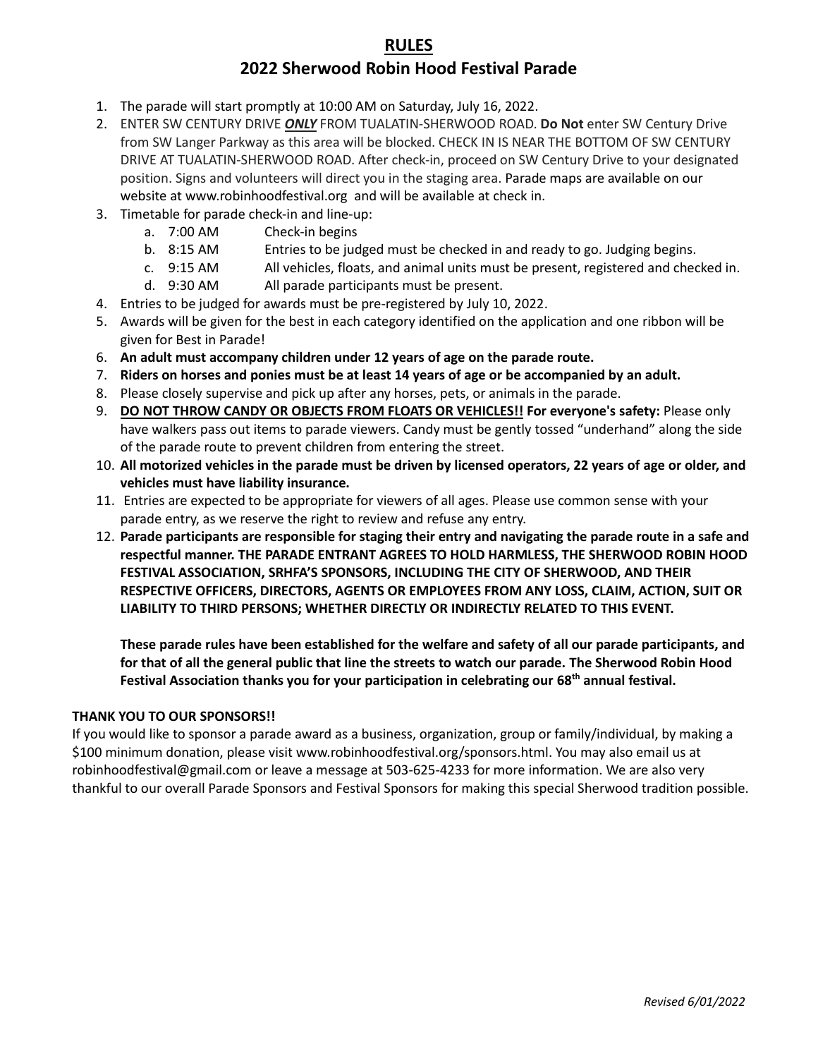# RULES

## 2022 Sherwood Robin Hood Festival Parade

1. The parade will start promptly at 10:00 AM on Saturday, July 16, 2022.
2. ENTER SW CENTURY DRIVE ***ONLY*** FROM TUALATIN-SHERWOOD ROAD. **Do Not** enter SW Century Drive from SW Langer Parkway as this area will be blocked. CHECK IN IS NEAR THE BOTTOM OF SW CENTURY DRIVE AT TUALATIN-SHERWOOD ROAD. After check-in, proceed on SW Century Drive to your designated position. Signs and volunteers will direct you in the staging area. Parade maps are available on our website at www.robinhoodfestival.org and will be available at check in.
3. Timetable for parade check-in and line-up:
   a. 7:00 AM Check-in begins
   b. 8:15 AM Entries to be judged must be checked in and ready to go. Judging begins.
   c. 9:15 AM All vehicles, floats, and animal units must be present, registered and checked in.
   d. 9:30 AM All parade participants must be present.
4. Entries to be judged for awards must be pre-registered by July 10, 2022.
5. Awards will be given for the best in each category identified on the application and one ribbon will be given for Best in Parade!
6. **An adult must accompany children under 12 years of age on the parade route.**
7. **Riders on horses and ponies must be at least 14 years of age or be accompanied by an adult.**
8. Please closely supervise and pick up after any horses, pets, or animals in the parade.
9. **DO NOT THROW CANDY OR OBJECTS FROM FLOATS OR VEHICLES!! For everyone's safety:** Please only have walkers pass out items to parade viewers. Candy must be gently tossed "underhand" along the side of the parade route to prevent children from entering the street.
10. **All motorized vehicles in the parade must be driven by licensed operators, 22 years of age or older, and vehicles must have liability insurance.**
11. Entries are expected to be appropriate for viewers of all ages. Please use common sense with your parade entry, as we reserve the right to review and refuse any entry.
12. **Parade participants are responsible for staging their entry and navigating the parade route in a safe and respectful manner. THE PARADE ENTRANT AGREES TO HOLD HARMLESS, THE SHERWOOD ROBIN HOOD FESTIVAL ASSOCIATION, SRHFA'S SPONSORS, INCLUDING THE CITY OF SHERWOOD, AND THEIR RESPECTIVE OFFICERS, DIRECTORS, AGENTS OR EMPLOYEES FROM ANY LOSS, CLAIM, ACTION, SUIT OR LIABILITY TO THIRD PERSONS; WHETHER DIRECTLY OR INDIRECTLY RELATED TO THIS EVENT.**

    **These parade rules have been established for the welfare and safety of all our parade participants, and for that of all the general public that line the streets to watch our parade. The Sherwood Robin Hood Festival Association thanks you for your participation in celebrating our 68th annual festival.**

**THANK YOU TO OUR SPONSORS!!**

If you would like to sponsor a parade award as a business, organization, group or family/individual, by making a $100 minimum donation, please visit www.robinhoodfestival.org/sponsors.html. You may also email us at robinhoodfestival@gmail.com or leave a message at 503-625-4233 for more information. We are also very thankful to our overall Parade Sponsors and Festival Sponsors for making this special Sherwood tradition possible.

*Revised 6/01/2022*